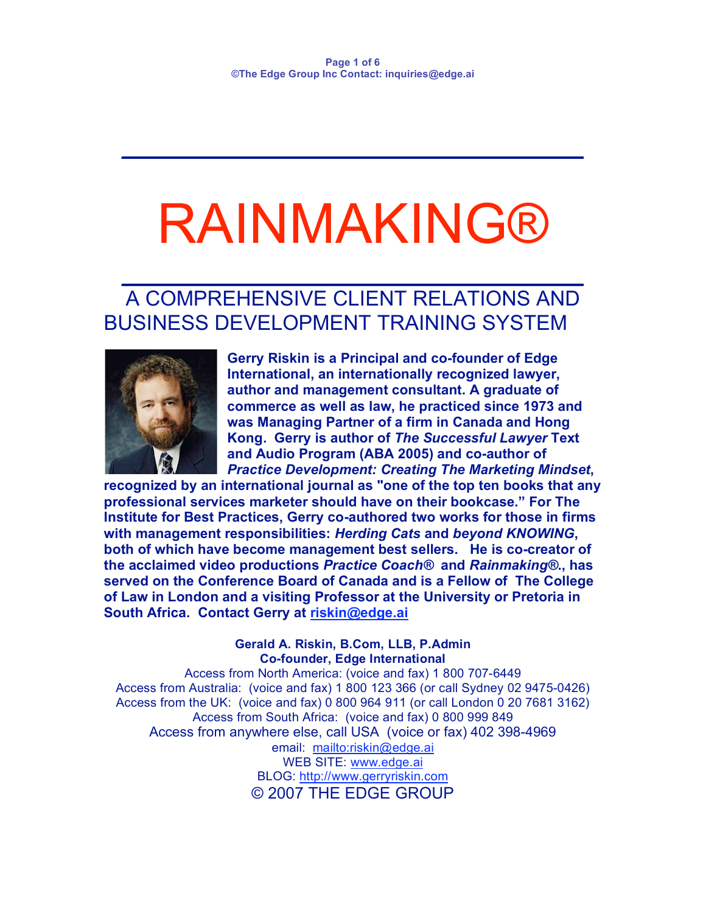# RAINMAKING®

## A COMPREHENSIVE CLIENT RELATIONS AND BUSINESS DEVELOPMENT TRAINING SYSTEM

**Gerry Riskin is a Principal and co-founder of Edge International, an internationally recognized lawyer, author and management consultant. A graduate of commerce as well as law, he practiced since 1973 and was Managing Partner of a firm in Canada and Hong Kong. Gerry is author of *The Successful Lawyer* Text and Audio Program (ABA 2005) and co-author of *Practice Development: Creating The Marketing Mindset*, recognized by an international journal as "one of the top ten books that any professional services marketer should have on their bookcase." For The Institute for Best Practices, Gerry co-authored two works for those in firms with management responsibilities: *Herding Cats* and *beyond KNOWING*, both of which have become management best sellers. He is co-creator of the acclaimed video productions *Practice Coach*® and *Rainmaking*®., has served on the Conference Board of Canada and is a Fellow of The College of Law in London and a visiting Professor at the University or Pretoria in South Africa. Contact Gerry at [riskin@edge.ai](mailto:riskin@edge.ai)**

**Gerald A. Riskin, B.Com, LLB, P.Admin**
**Co-founder, Edge International**
Access from North America: (voice and fax) 1 800 707-6449
Access from Australia: (voice and fax) 1 800 123 366 (or call Sydney 02 9475-0426)
Access from the UK: (voice and fax) 0 800 964 911 (or call London 0 20 7681 3162)
Access from South Africa: (voice and fax) 0 800 999 849
Access from anywhere else, call USA (voice or fax) 402 398-4969
email: [mailto:riskin@edge.ai](mailto:riskin@edge.ai)
WEB SITE: [www.edge.ai](http://www.edge.ai)
BLOG: [http://www.gerryriskin.com](http://www.gerryriskin.com)
© 2007 THE EDGE GROUP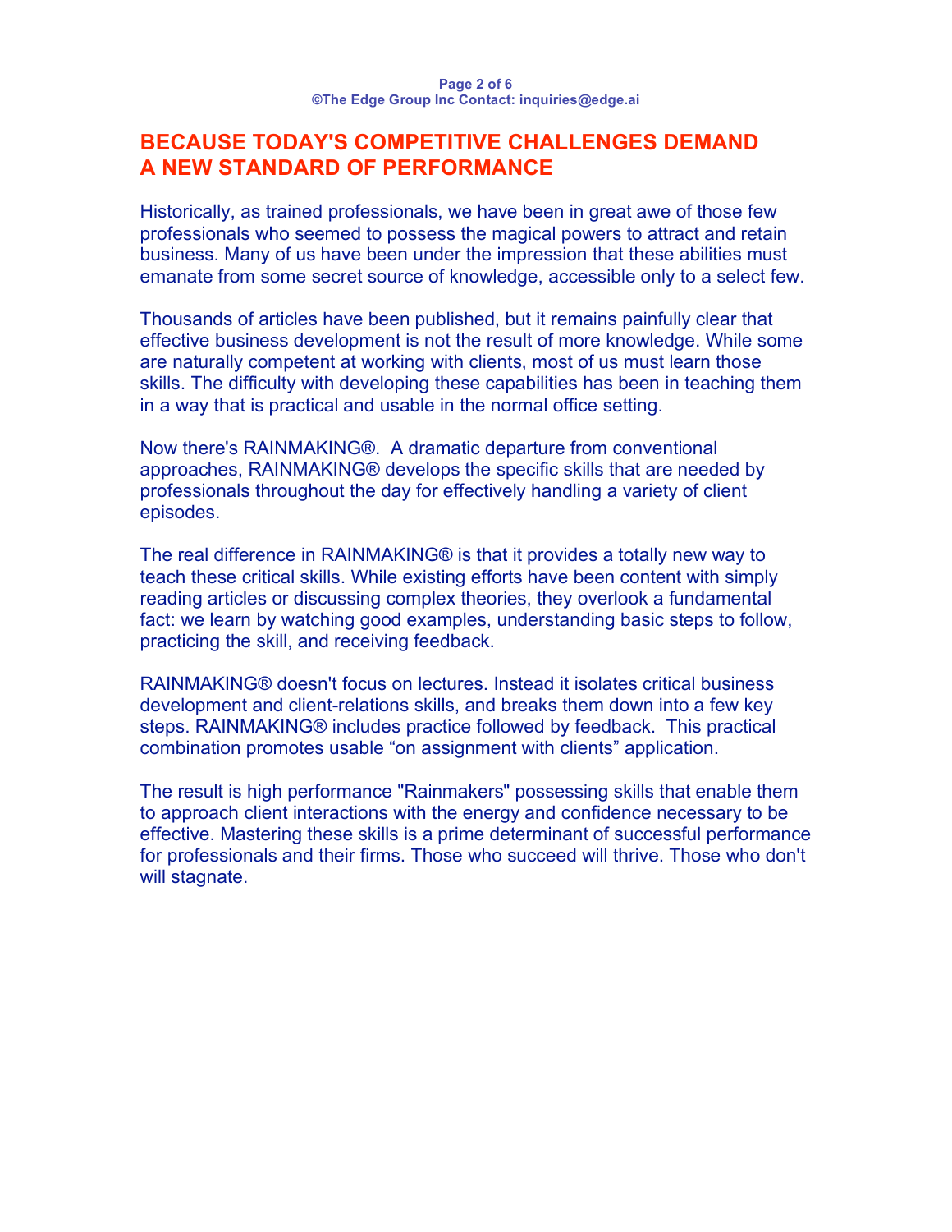## BECAUSE TODAY'S COMPETITIVE CHALLENGES DEMAND A NEW STANDARD OF PERFORMANCE

Historically, as trained professionals, we have been in great awe of those few professionals who seemed to possess the magical powers to attract and retain business. Many of us have been under the impression that these abilities must emanate from some secret source of knowledge, accessible only to a select few.

Thousands of articles have been published, but it remains painfully clear that effective business development is not the result of more knowledge. While some are naturally competent at working with clients, most of us must learn those skills. The difficulty with developing these capabilities has been in teaching them in a way that is practical and usable in the normal office setting.

Now there's RAINMAKING®. A dramatic departure from conventional approaches, RAINMAKING® develops the specific skills that are needed by professionals throughout the day for effectively handling a variety of client episodes.

The real difference in RAINMAKING® is that it provides a totally new way to teach these critical skills. While existing efforts have been content with simply reading articles or discussing complex theories, they overlook a fundamental fact: we learn by watching good examples, understanding basic steps to follow, practicing the skill, and receiving feedback.

RAINMAKING® doesn't focus on lectures. Instead it isolates critical business development and client-relations skills, and breaks them down into a few key steps. RAINMAKING® includes practice followed by feedback. This practical combination promotes usable "on assignment with clients" application.

The result is high performance "Rainmakers" possessing skills that enable them to approach client interactions with the energy and confidence necessary to be effective. Mastering these skills is a prime determinant of successful performance for professionals and their firms. Those who succeed will thrive. Those who don't will stagnate.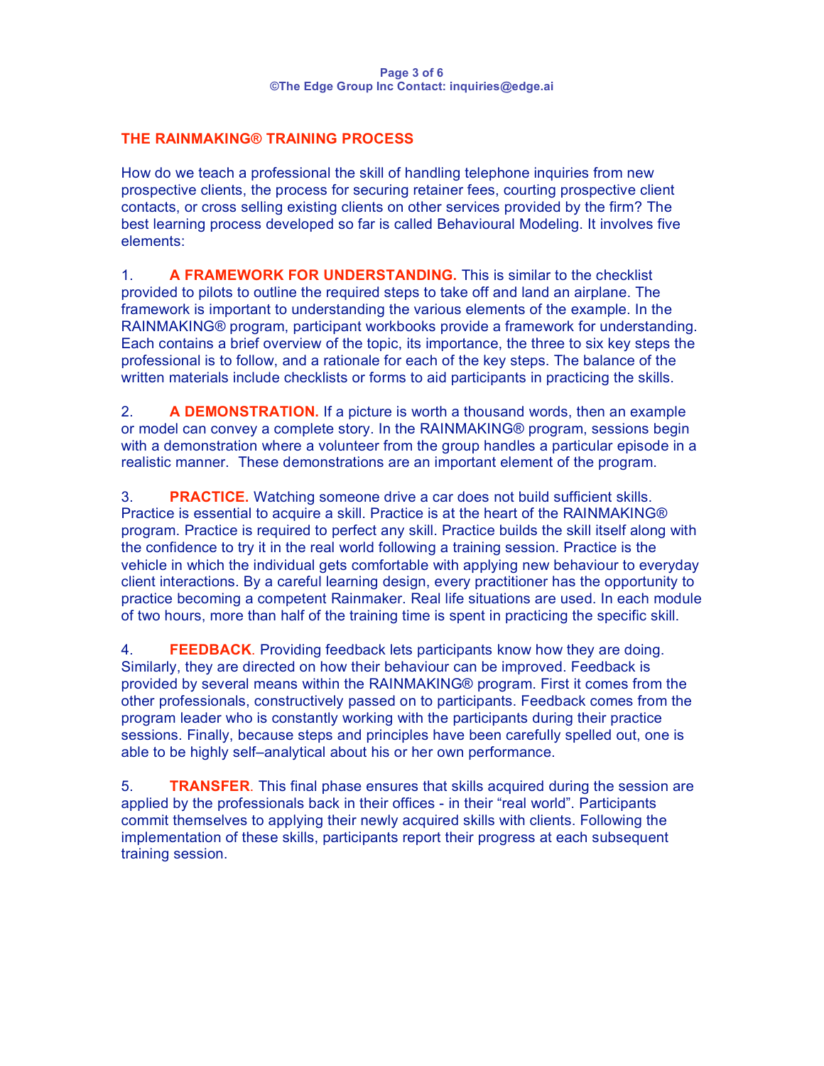## THE RAINMAKING® TRAINING PROCESS

How do we teach a professional the skill of handling telephone inquiries from new prospective clients, the process for securing retainer fees, courting prospective client contacts, or cross selling existing clients on other services provided by the firm? The best learning process developed so far is called Behavioural Modeling. It involves five elements:

1. **A FRAMEWORK FOR UNDERSTANDING.** This is similar to the checklist provided to pilots to outline the required steps to take off and land an airplane. The framework is important to understanding the various elements of the example. In the RAINMAKING® program, participant workbooks provide a framework for understanding. Each contains a brief overview of the topic, its importance, the three to six key steps the professional is to follow, and a rationale for each of the key steps. The balance of the written materials include checklists or forms to aid participants in practicing the skills.

2. **A DEMONSTRATION.** If a picture is worth a thousand words, then an example or model can convey a complete story. In the RAINMAKING® program, sessions begin with a demonstration where a volunteer from the group handles a particular episode in a realistic manner. These demonstrations are an important element of the program.

3. **PRACTICE.** Watching someone drive a car does not build sufficient skills. Practice is essential to acquire a skill. Practice is at the heart of the RAINMAKING® program. Practice is required to perfect any skill. Practice builds the skill itself along with the confidence to try it in the real world following a training session. Practice is the vehicle in which the individual gets comfortable with applying new behaviour to everyday client interactions. By a careful learning design, every practitioner has the opportunity to practice becoming a competent Rainmaker. Real life situations are used. In each module of two hours, more than half of the training time is spent in practicing the specific skill.

4. **FEEDBACK**. Providing feedback lets participants know how they are doing. Similarly, they are directed on how their behaviour can be improved. Feedback is provided by several means within the RAINMAKING® program. First it comes from the other professionals, constructively passed on to participants. Feedback comes from the program leader who is constantly working with the participants during their practice sessions. Finally, because steps and principles have been carefully spelled out, one is able to be highly self–analytical about his or her own performance.

5. **TRANSFER**. This final phase ensures that skills acquired during the session are applied by the professionals back in their offices - in their "real world". Participants commit themselves to applying their newly acquired skills with clients. Following the implementation of these skills, participants report their progress at each subsequent training session.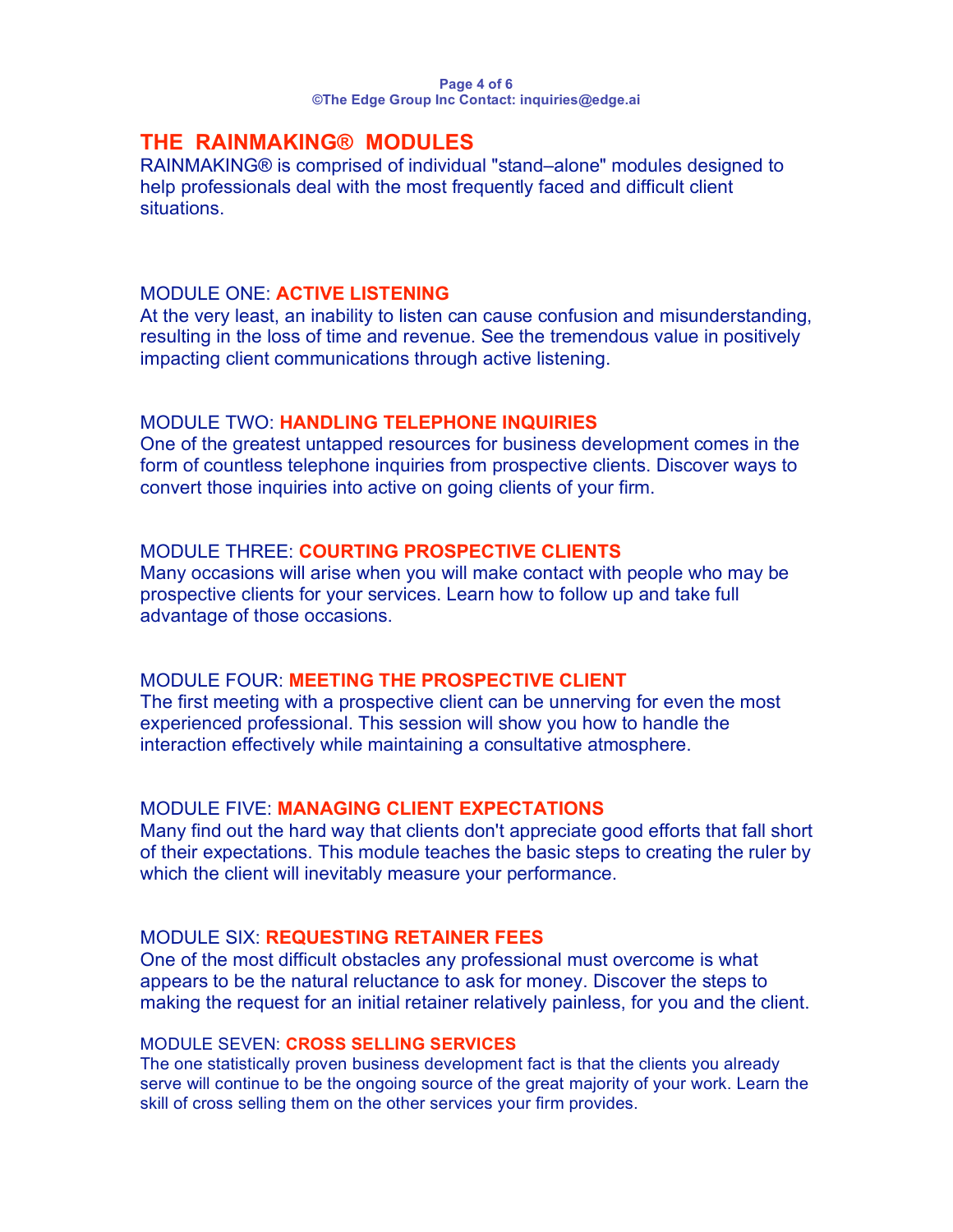## THE RAINMAKING® MODULES

RAINMAKING® is comprised of individual "stand–alone" modules designed to help professionals deal with the most frequently faced and difficult client situations.

### MODULE ONE: **ACTIVE LISTENING**

At the very least, an inability to listen can cause confusion and misunderstanding, resulting in the loss of time and revenue. See the tremendous value in positively impacting client communications through active listening.

### MODULE TWO: **HANDLING TELEPHONE INQUIRIES**

One of the greatest untapped resources for business development comes in the form of countless telephone inquiries from prospective clients. Discover ways to convert those inquiries into active on going clients of your firm.

### MODULE THREE: **COURTING PROSPECTIVE CLIENTS**

Many occasions will arise when you will make contact with people who may be prospective clients for your services. Learn how to follow up and take full advantage of those occasions.

### MODULE FOUR: **MEETING THE PROSPECTIVE CLIENT**

The first meeting with a prospective client can be unnerving for even the most experienced professional. This session will show you how to handle the interaction effectively while maintaining a consultative atmosphere.

### MODULE FIVE: **MANAGING CLIENT EXPECTATIONS**

Many find out the hard way that clients don't appreciate good efforts that fall short of their expectations. This module teaches the basic steps to creating the ruler by which the client will inevitably measure your performance.

### MODULE SIX: **REQUESTING RETAINER FEES**

One of the most difficult obstacles any professional must overcome is what appears to be the natural reluctance to ask for money. Discover the steps to making the request for an initial retainer relatively painless, for you and the client.

### MODULE SEVEN: **CROSS SELLING SERVICES**

The one statistically proven business development fact is that the clients you already serve will continue to be the ongoing source of the great majority of your work. Learn the skill of cross selling them on the other services your firm provides.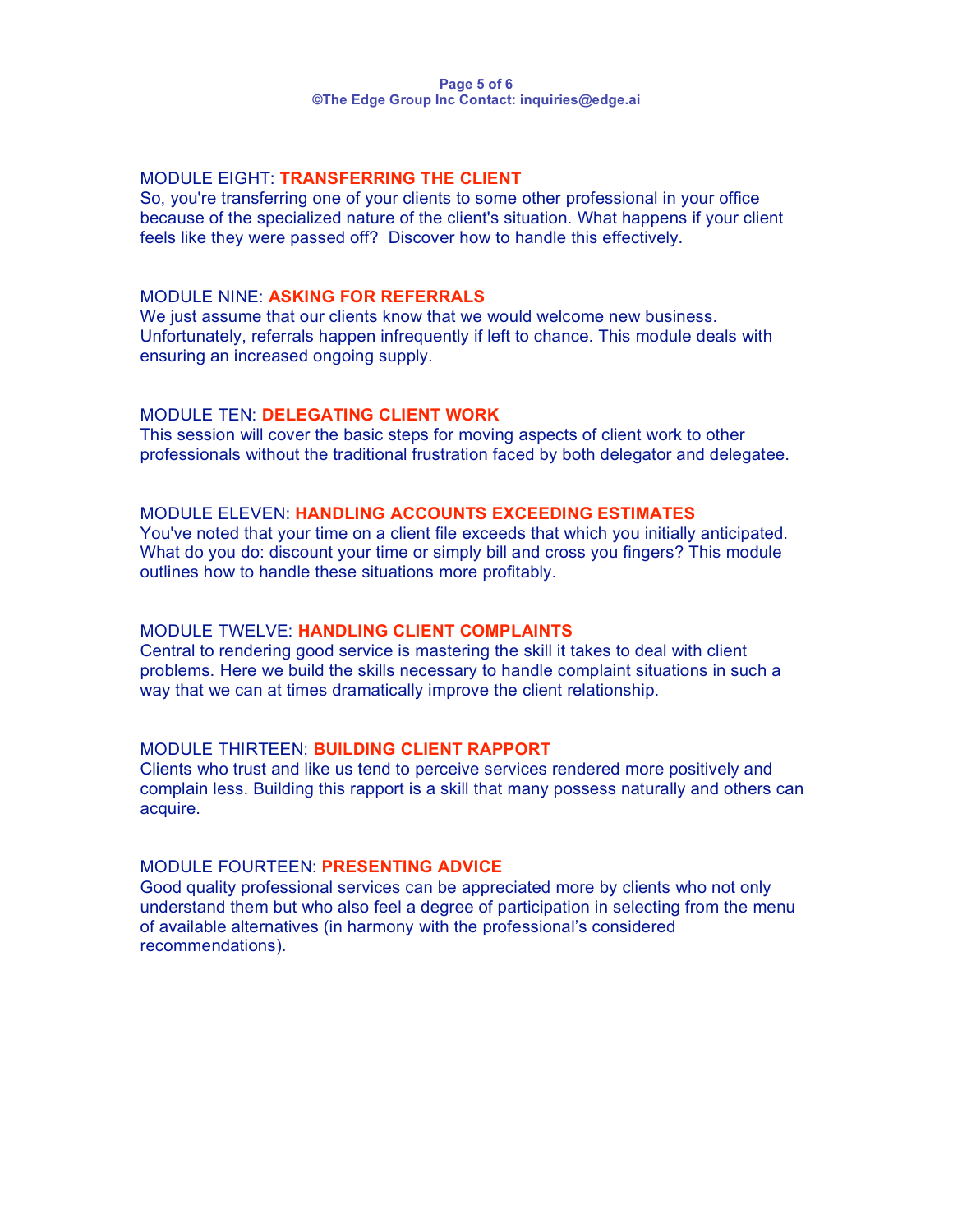## MODULE EIGHT: **TRANSFERRING THE CLIENT**

So, you're transferring one of your clients to some other professional in your office because of the specialized nature of the client's situation. What happens if your client feels like they were passed off? Discover how to handle this effectively.

## MODULE NINE: **ASKING FOR REFERRALS**

We just assume that our clients know that we would welcome new business. Unfortunately, referrals happen infrequently if left to chance. This module deals with ensuring an increased ongoing supply.

## MODULE TEN: **DELEGATING CLIENT WORK**

This session will cover the basic steps for moving aspects of client work to other professionals without the traditional frustration faced by both delegator and delegatee.

## MODULE ELEVEN: **HANDLING ACCOUNTS EXCEEDING ESTIMATES**

You've noted that your time on a client file exceeds that which you initially anticipated. What do you do: discount your time or simply bill and cross you fingers? This module outlines how to handle these situations more profitably.

## MODULE TWELVE: **HANDLING CLIENT COMPLAINTS**

Central to rendering good service is mastering the skill it takes to deal with client problems. Here we build the skills necessary to handle complaint situations in such a way that we can at times dramatically improve the client relationship.

## MODULE THIRTEEN: **BUILDING CLIENT RAPPORT**

Clients who trust and like us tend to perceive services rendered more positively and complain less. Building this rapport is a skill that many possess naturally and others can acquire.

## MODULE FOURTEEN: **PRESENTING ADVICE**

Good quality professional services can be appreciated more by clients who not only understand them but who also feel a degree of participation in selecting from the menu of available alternatives (in harmony with the professional's considered recommendations).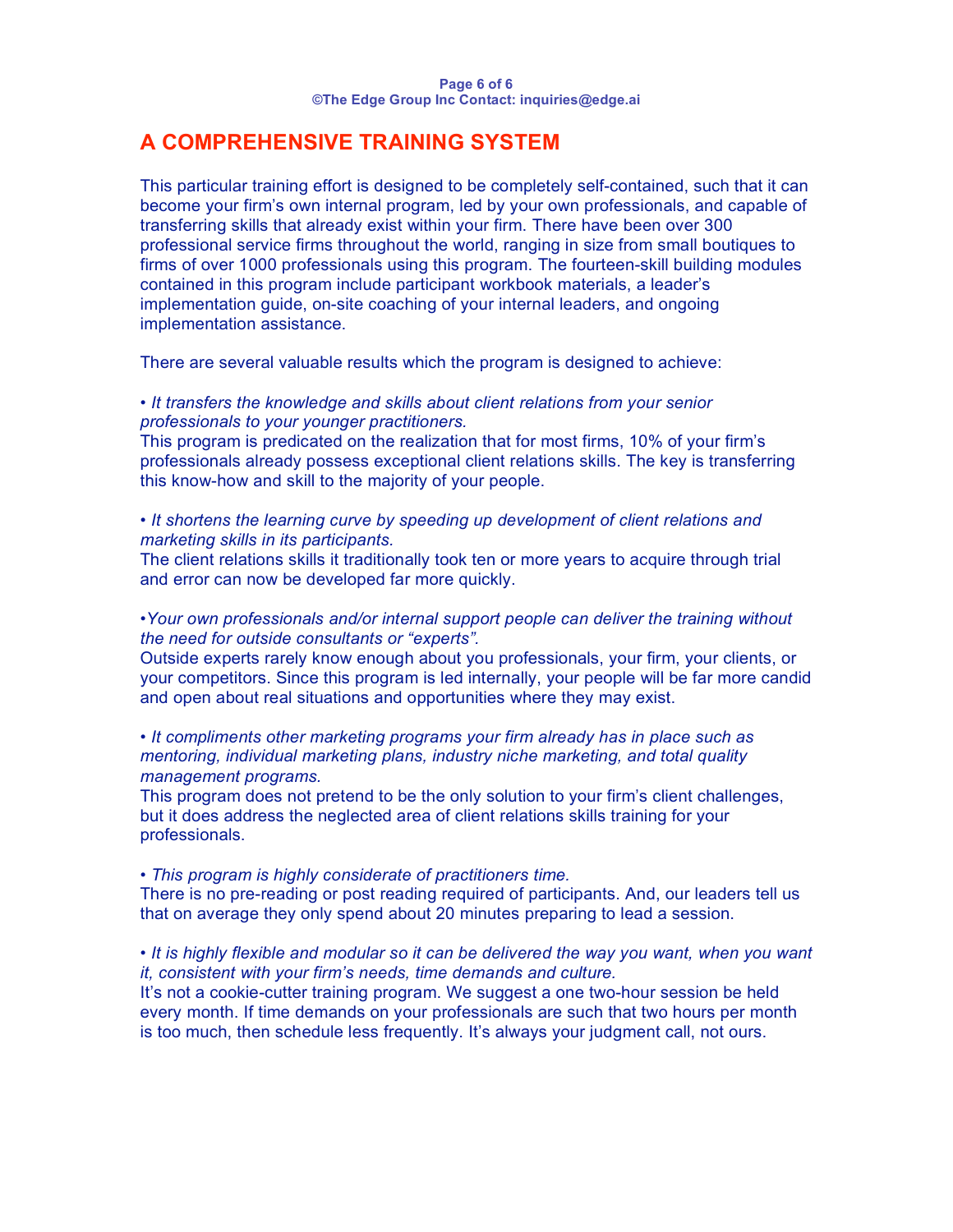# A COMPREHENSIVE TRAINING SYSTEM

This particular training effort is designed to be completely self-contained, such that it can become your firm's own internal program, led by your own professionals, and capable of transferring skills that already exist within your firm. There have been over 300 professional service firms throughout the world, ranging in size from small boutiques to firms of over 1000 professionals using this program. The fourteen-skill building modules contained in this program include participant workbook materials, a leader's implementation guide, on-site coaching of your internal leaders, and ongoing implementation assistance.

There are several valuable results which the program is designed to achieve:

• *It transfers the knowledge and skills about client relations from your senior professionals to your younger practitioners.*
This program is predicated on the realization that for most firms, 10% of your firm's professionals already possess exceptional client relations skills. The key is transferring this know-how and skill to the majority of your people.

• *It shortens the learning curve by speeding up development of client relations and marketing skills in its participants.*
The client relations skills it traditionally took ten or more years to acquire through trial and error can now be developed far more quickly.

•*Your own professionals and/or internal support people can deliver the training without the need for outside consultants or "experts".*
Outside experts rarely know enough about you professionals, your firm, your clients, or your competitors. Since this program is led internally, your people will be far more candid and open about real situations and opportunities where they may exist.

• *It compliments other marketing programs your firm already has in place such as mentoring, individual marketing plans, industry niche marketing, and total quality management programs.*
This program does not pretend to be the only solution to your firm's client challenges, but it does address the neglected area of client relations skills training for your professionals.

• *This program is highly considerate of practitioners time.*
There is no pre-reading or post reading required of participants. And, our leaders tell us that on average they only spend about 20 minutes preparing to lead a session.

• *It is highly flexible and modular so it can be delivered the way you want, when you want it, consistent with your firm's needs, time demands and culture.*
It's not a cookie-cutter training program. We suggest a one two-hour session be held every month. If time demands on your professionals are such that two hours per month is too much, then schedule less frequently. It's always your judgment call, not ours.